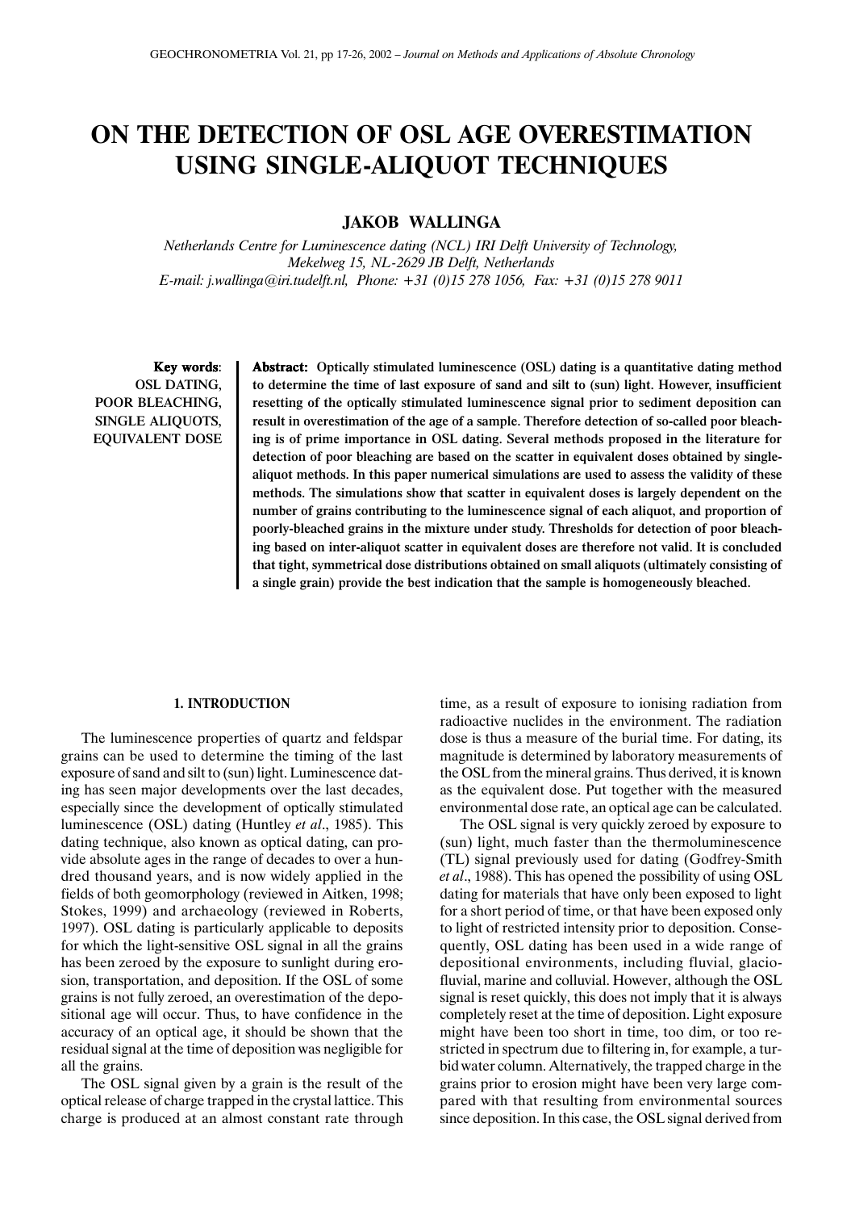# ON THE DETECTION OF OSL AGE OVERESTIMATION USING SINGLE-ALIQUOT TECHNIQUES

**JAKOB WALLINGA**

*Netherlands Centre for Luminescence dating (NCL) IRI Delft University of Technology, Mekelweg 15, NL-2629 JB Delft, Netherlands*
*E-mail: j.wallinga@iri.tudelft.nl, Phone: +31 (0)15 278 1056, Fax: +31 (0)15 278 9011*

**Key words**: OSL DATING, POOR BLEACHING, SINGLE ALIQUOTS, EQUIVALENT DOSE

**Abstract: Optically stimulated luminescence (OSL) dating is a quantitative dating method to determine the time of last exposure of sand and silt to (sun) light. However, insufficient resetting of the optically stimulated luminescence signal prior to sediment deposition can result in overestimation of the age of a sample. Therefore detection of so-called poor bleaching is of prime importance in OSL dating. Several methods proposed in the literature for detection of poor bleaching are based on the scatter in equivalent doses obtained by single-aliquot methods. In this paper numerical simulations are used to assess the validity of these methods. The simulations show that scatter in equivalent doses is largely dependent on the number of grains contributing to the luminescence signal of each aliquot, and proportion of poorly-bleached grains in the mixture under study. Thresholds for detection of poor bleaching based on inter-aliquot scatter in equivalent doses are therefore not valid. It is concluded that tight, symmetrical dose distributions obtained on small aliquots (ultimately consisting of a single grain) provide the best indication that the sample is homogeneously bleached.**

## 1. INTRODUCTION

The luminescence properties of quartz and feldspar grains can be used to determine the timing of the last exposure of sand and silt to (sun) light. Luminescence dating has seen major developments over the last decades, especially since the development of optically stimulated luminescence (OSL) dating (Huntley *et al*., 1985). This dating technique, also known as optical dating, can provide absolute ages in the range of decades to over a hundred thousand years, and is now widely applied in the fields of both geomorphology (reviewed in Aitken, 1998; Stokes, 1999) and archaeology (reviewed in Roberts, 1997). OSL dating is particularly applicable to deposits for which the light-sensitive OSL signal in all the grains has been zeroed by the exposure to sunlight during erosion, transportation, and deposition. If the OSL of some grains is not fully zeroed, an overestimation of the depositional age will occur. Thus, to have confidence in the accuracy of an optical age, it should be shown that the residual signal at the time of deposition was negligible for all the grains.

The OSL signal given by a grain is the result of the optical release of charge trapped in the crystal lattice. This charge is produced at an almost constant rate through time, as a result of exposure to ionising radiation from radioactive nuclides in the environment. The radiation dose is thus a measure of the burial time. For dating, its magnitude is determined by laboratory measurements of the OSL from the mineral grains. Thus derived, it is known as the equivalent dose. Put together with the measured environmental dose rate, an optical age can be calculated.

The OSL signal is very quickly zeroed by exposure to (sun) light, much faster than the thermoluminescence (TL) signal previously used for dating (Godfrey-Smith *et al*., 1988). This has opened the possibility of using OSL dating for materials that have only been exposed to light for a short period of time, or that have been exposed only to light of restricted intensity prior to deposition. Consequently, OSL dating has been used in a wide range of depositional environments, including fluvial, glaciofluvial, marine and colluvial. However, although the OSL signal is reset quickly, this does not imply that it is always completely reset at the time of deposition. Light exposure might have been too short in time, too dim, or too restricted in spectrum due to filtering in, for example, a turbid water column. Alternatively, the trapped charge in the grains prior to erosion might have been very large compared with that resulting from environmental sources since deposition. In this case, the OSL signal derived from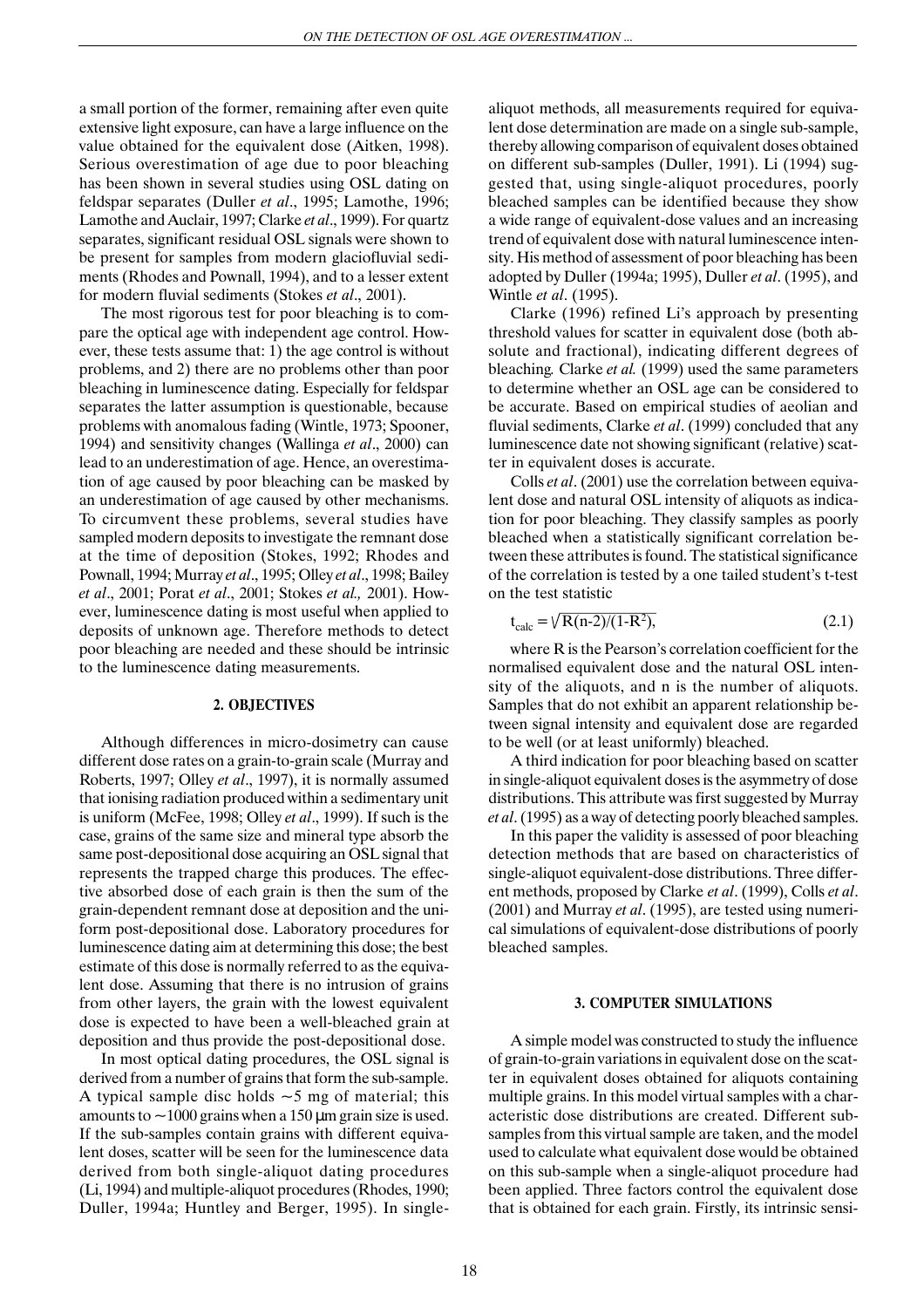a small portion of the former, remaining after even quite extensive light exposure, can have a large influence on the value obtained for the equivalent dose (Aitken, 1998). Serious overestimation of age due to poor bleaching has been shown in several studies using OSL dating on feldspar separates (Duller *et al*., 1995; Lamothe, 1996; Lamothe and Auclair, 1997; Clarke *et al*., 1999). For quartz separates, significant residual OSL signals were shown to be present for samples from modern glaciofluvial sediments (Rhodes and Pownall, 1994), and to a lesser extent for modern fluvial sediments (Stokes *et al*., 2001).

The most rigorous test for poor bleaching is to compare the optical age with independent age control. However, these tests assume that: 1) the age control is without problems, and 2) there are no problems other than poor bleaching in luminescence dating. Especially for feldspar separates the latter assumption is questionable, because problems with anomalous fading (Wintle, 1973; Spooner, 1994) and sensitivity changes (Wallinga *et al*., 2000) can lead to an underestimation of age. Hence, an overestimation of age caused by poor bleaching can be masked by an underestimation of age caused by other mechanisms. To circumvent these problems, several studies have sampled modern deposits to investigate the remnant dose at the time of deposition (Stokes, 1992; Rhodes and Pownall, 1994; Murray *et al*., 1995; Olley *et al*., 1998; Bailey *et al*., 2001; Porat *et al*., 2001; Stokes *et al.,* 2001). However, luminescence dating is most useful when applied to deposits of unknown age. Therefore methods to detect poor bleaching are needed and these should be intrinsic to the luminescence dating measurements.

## 2. OBJECTIVES

Although differences in micro-dosimetry can cause different dose rates on a grain-to-grain scale (Murray and Roberts, 1997; Olley *et al*., 1997), it is normally assumed that ionising radiation produced within a sedimentary unit is uniform (McFee, 1998; Olley *et al*., 1999). If such is the case, grains of the same size and mineral type absorb the same post-depositional dose acquiring an OSL signal that represents the trapped charge this produces. The effective absorbed dose of each grain is then the sum of the grain-dependent remnant dose at deposition and the uniform post-depositional dose. Laboratory procedures for luminescence dating aim at determining this dose; the best estimate of this dose is normally referred to as the equivalent dose. Assuming that there is no intrusion of grains from other layers, the grain with the lowest equivalent dose is expected to have been a well-bleached grain at deposition and thus provide the post-depositional dose.

In most optical dating procedures, the OSL signal is derived from a number of grains that form the sub-sample. A typical sample disc holds ~5 mg of material; this amounts to ~1000 grains when a 150 μm grain size is used. If the sub-samples contain grains with different equivalent doses, scatter will be seen for the luminescence data derived from both single-aliquot dating procedures (Li, 1994) and multiple-aliquot procedures (Rhodes, 1990; Duller, 1994a; Huntley and Berger, 1995). In single-aliquot methods, all measurements required for equivalent dose determination are made on a single sub-sample, thereby allowing comparison of equivalent doses obtained on different sub-samples (Duller, 1991). Li (1994) suggested that, using single-aliquot procedures, poorly bleached samples can be identified because they show a wide range of equivalent-dose values and an increasing trend of equivalent dose with natural luminescence intensity. His method of assessment of poor bleaching has been adopted by Duller (1994a; 1995), Duller *et al*. (1995), and Wintle *et al*. (1995).

Clarke (1996) refined Li's approach by presenting threshold values for scatter in equivalent dose (both absolute and fractional), indicating different degrees of bleaching. Clarke *et al.* (1999) used the same parameters to determine whether an OSL age can be considered to be accurate. Based on empirical studies of aeolian and fluvial sediments, Clarke *et al*. (1999) concluded that any luminescence date not showing significant (relative) scatter in equivalent doses is accurate.

Colls *et al*. (2001) use the correlation between equivalent dose and natural OSL intensity of aliquots as indication for poor bleaching. They classify samples as poorly bleached when a statistically significant correlation between these attributes is found. The statistical significance of the correlation is tested by a one tailed student's t-test on the test statistic

$$t_{calc} = \sqrt{R(n-2)/(1-R^2)}, \tag{2.1}$$

where R is the Pearson's correlation coefficient for the normalised equivalent dose and the natural OSL intensity of the aliquots, and n is the number of aliquots. Samples that do not exhibit an apparent relationship between signal intensity and equivalent dose are regarded to be well (or at least uniformly) bleached.

A third indication for poor bleaching based on scatter in single-aliquot equivalent doses is the asymmetry of dose distributions. This attribute was first suggested by Murray *et al*. (1995) as a way of detecting poorly bleached samples.

In this paper the validity is assessed of poor bleaching detection methods that are based on characteristics of single-aliquot equivalent-dose distributions. Three different methods, proposed by Clarke *et al*. (1999), Colls *et al*. (2001) and Murray *et al*. (1995), are tested using numerical simulations of equivalent-dose distributions of poorly bleached samples.

## 3. COMPUTER SIMULATIONS

A simple model was constructed to study the influence of grain-to-grain variations in equivalent dose on the scatter in equivalent doses obtained for aliquots containing multiple grains. In this model virtual samples with a characteristic dose distributions are created. Different sub-samples from this virtual sample are taken, and the model used to calculate what equivalent dose would be obtained on this sub-sample when a single-aliquot procedure had been applied. Three factors control the equivalent dose that is obtained for each grain. Firstly, its intrinsic sensi-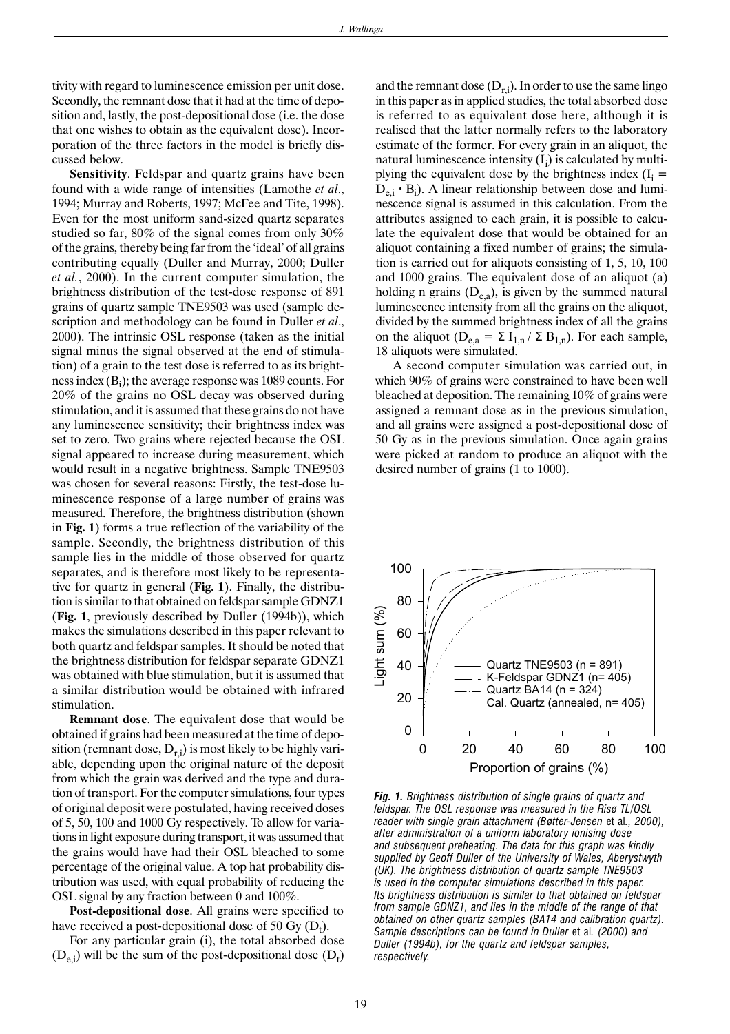tivity with regard to luminescence emission per unit dose. Secondly, the remnant dose that it had at the time of deposition and, lastly, the post-depositional dose (i.e. the dose that one wishes to obtain as the equivalent dose). Incorporation of the three factors in the model is briefly discussed below.

**Sensitivity**. Feldspar and quartz grains have been found with a wide range of intensities (Lamothe *et al*., 1994; Murray and Roberts, 1997; McFee and Tite, 1998). Even for the most uniform sand-sized quartz separates studied so far, 80% of the signal comes from only 30% of the grains, thereby being far from the 'ideal' of all grains contributing equally (Duller and Murray, 2000; Duller *et al.*, 2000). In the current computer simulation, the brightness distribution of the test-dose response of 891 grains of quartz sample TNE9503 was used (sample description and methodology can be found in Duller *et al*., 2000). The intrinsic OSL response (taken as the initial signal minus the signal observed at the end of stimulation) of a grain to the test dose is referred to as its brightness index ($B_i$); the average response was 1089 counts. For 20% of the grains no OSL decay was observed during stimulation, and it is assumed that these grains do not have any luminescence sensitivity; their brightness index was set to zero. Two grains where rejected because the OSL signal appeared to increase during measurement, which would result in a negative brightness. Sample TNE9503 was chosen for several reasons: Firstly, the test-dose luminescence response of a large number of grains was measured. Therefore, the brightness distribution (shown in **Fig. 1**) forms a true reflection of the variability of the sample. Secondly, the brightness distribution of this sample lies in the middle of those observed for quartz separates, and is therefore most likely to be representative for quartz in general (**Fig. 1**). Finally, the distribution is similar to that obtained on feldspar sample GDNZ1 (**Fig. 1**, previously described by Duller (1994b)), which makes the simulations described in this paper relevant to both quartz and feldspar samples. It should be noted that the brightness distribution for feldspar separate GDNZ1 was obtained with blue stimulation, but it is assumed that a similar distribution would be obtained with infrared stimulation.

**Remnant dose**. The equivalent dose that would be obtained if grains had been measured at the time of deposition (remnant dose, $D_{r,i}$) is most likely to be highly variable, depending upon the original nature of the deposit from which the grain was derived and the type and duration of transport. For the computer simulations, four types of original deposit were postulated, having received doses of 5, 50, 100 and 1000 Gy respectively. To allow for variations in light exposure during transport, it was assumed that the grains would have had their OSL bleached to some percentage of the original value. A top hat probability distribution was used, with equal probability of reducing the OSL signal by any fraction between 0 and 100%.

**Post-depositional dose**. All grains were specified to have received a post-depositional dose of 50 Gy ($D_t$).

For any particular grain (i), the total absorbed dose ($D_{e,i}$) will be the sum of the post-depositional dose ($D_t$) and the remnant dose ($D_{r,i}$). In order to use the same lingo in this paper as in applied studies, the total absorbed dose is referred to as equivalent dose here, although it is realised that the latter normally refers to the laboratory estimate of the former. For every grain in an aliquot, the natural luminescence intensity ($I_i$) is calculated by multiplying the equivalent dose by the brightness index ($I_i = D_{e,i} \cdot B_i$). A linear relationship between dose and luminescence signal is assumed in this calculation. From the attributes assigned to each grain, it is possible to calculate the equivalent dose that would be obtained for an aliquot containing a fixed number of grains; the simulation is carried out for aliquots consisting of 1, 5, 10, 100 and 1000 grains. The equivalent dose of an aliquot (a) holding n grains ($D_{e,a}$), is given by the summed natural luminescence intensity from all the grains on the aliquot, divided by the summed brightness index of all the grains on the aliquot ($D_{e,a} = \Sigma I_{1,n} / \Sigma B_{1,n}$). For each sample, 18 aliquots were simulated.

A second computer simulation was carried out, in which 90% of grains were constrained to have been well bleached at deposition. The remaining 10% of grains were assigned a remnant dose as in the previous simulation, and all grains were assigned a post-depositional dose of 50 Gy as in the previous simulation. Once again grains were picked at random to produce an aliquot with the desired number of grains (1 to 1000).

*Fig. 1. Brightness distribution of single grains of quartz and feldspar. The OSL response was measured in the Risø TL/OSL reader with single grain attachment (Bøtter-Jensen et al., 2000), after administration of a uniform laboratory ionising dose and subsequent preheating. The data for this graph was kindly supplied by Geoff Duller of the University of Wales, Aberystwyth (UK). The brightness distribution of quartz sample TNE9503 is used in the computer simulations described in this paper. Its brightness distribution is similar to that obtained on feldspar from sample GDNZ1, and lies in the middle of the range of that obtained on other quartz samples (BA14 and calibration quartz). Sample descriptions can be found in Duller et al. (2000) and Duller (1994b), for the quartz and feldspar samples, respectively.*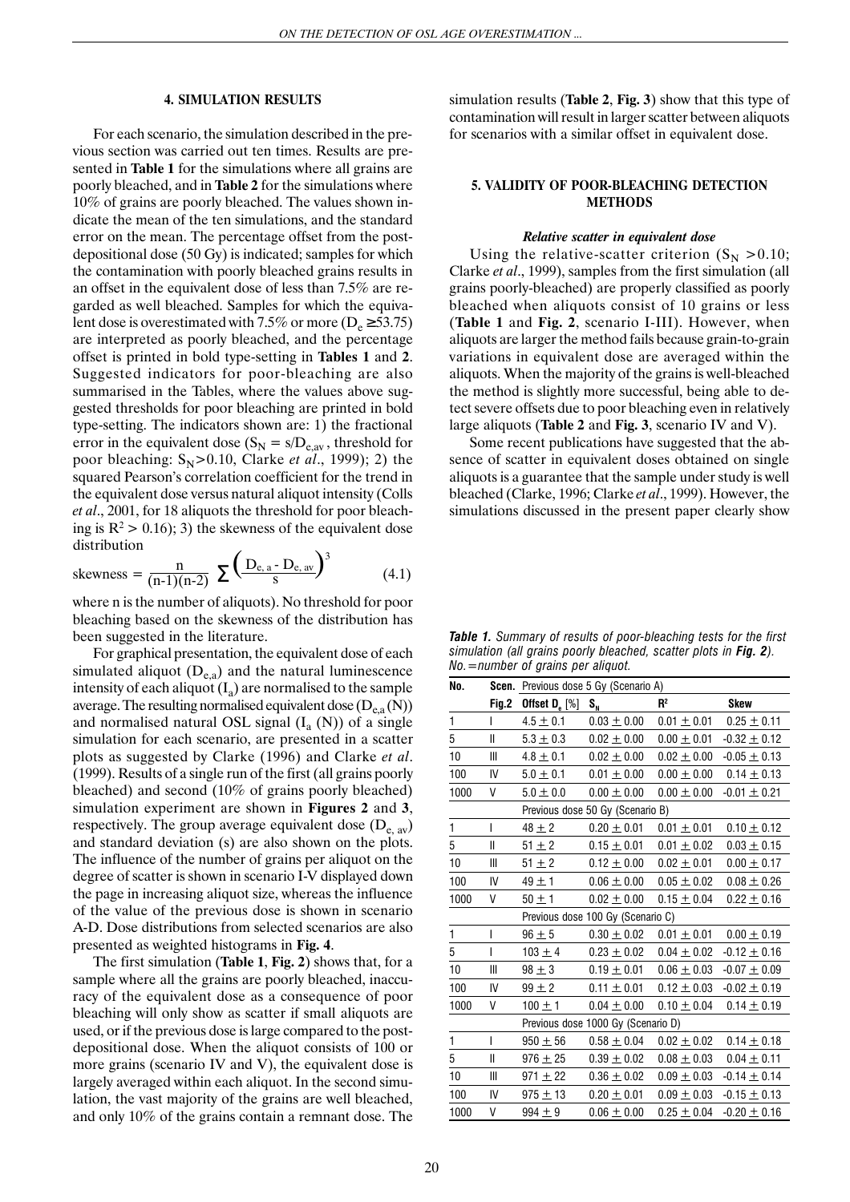## 4. SIMULATION RESULTS

For each scenario, the simulation described in the previous section was carried out ten times. Results are presented in **Table 1** for the simulations where all grains are poorly bleached, and in **Table 2** for the simulations where 10% of grains are poorly bleached. The values shown indicate the mean of the ten simulations, and the standard error on the mean. The percentage offset from the post-depositional dose (50 Gy) is indicated; samples for which the contamination with poorly bleached grains results in an offset in the equivalent dose of less than 7.5% are regarded as well bleached. Samples for which the equivalent dose is overestimated with 7.5% or more ($D_e \geq 53.75$) are interpreted as poorly bleached, and the percentage offset is printed in bold type-setting in **Tables 1** and **2**. Suggested indicators for poor-bleaching are also summarised in the Tables, where the values above suggested thresholds for poor bleaching are printed in bold type-setting. The indicators shown are: 1) the fractional error in the equivalent dose ($S_N = s/D_{e,av}$, threshold for poor bleaching: $S_N > 0.10$, Clarke *et al*., 1999); 2) the squared Pearson's correlation coefficient for the trend in the equivalent dose versus natural aliquot intensity (Colls *et al*., 2001, for 18 aliquots the threshold for poor bleaching is $R^2 > 0.16$); 3) the skewness of the equivalent dose distribution

$$\text{skewness} = \frac{n}{(n-1)(n-2)} \sum \left( \frac{D_{e,a} - D_{e,av}}{s} \right)^3 \tag{4.1}$$

where n is the number of aliquots). No threshold for poor bleaching based on the skewness of the distribution has been suggested in the literature.

For graphical presentation, the equivalent dose of each simulated aliquot ($D_{e,a}$) and the natural luminescence intensity of each aliquot ($I_a$) are normalised to the sample average. The resulting normalised equivalent dose ($D_{e,a}(N)$) and normalised natural OSL signal ($I_a(N)$) of a single simulation for each scenario, are presented in a scatter plots as suggested by Clarke (1996) and Clarke *et al*. (1999). Results of a single run of the first (all grains poorly bleached) and second (10% of grains poorly bleached) simulation experiment are shown in **Figures 2** and **3**, respectively. The group average equivalent dose ($D_{e,av}$) and standard deviation (s) are also shown on the plots. The influence of the number of grains per aliquot on the degree of scatter is shown in scenario I-V displayed down the page in increasing aliquot size, whereas the influence of the value of the previous dose is shown in scenario A-D. Dose distributions from selected scenarios are also presented as weighted histograms in **Fig. 4**.

The first simulation (**Table 1**, **Fig. 2**) shows that, for a sample where all the grains are poorly bleached, inaccuracy of the equivalent dose as a consequence of poor bleaching will only show as scatter if small aliquots are used, or if the previous dose is large compared to the post-depositional dose. When the aliquot consists of 100 or more grains (scenario IV and V), the equivalent dose is largely averaged within each aliquot. In the second simulation, the vast majority of the grains are well bleached, and only 10% of the grains contain a remnant dose. The simulation results (**Table 2**, **Fig. 3**) show that this type of contamination will result in larger scatter between aliquots for scenarios with a similar offset in equivalent dose.

## 5. VALIDITY OF POOR-BLEACHING DETECTION METHODS

### *Relative scatter in equivalent dose*

Using the relative-scatter criterion ($S_N > 0.10$; Clarke *et al*., 1999), samples from the first simulation (all grains poorly-bleached) are properly classified as poorly bleached when aliquots consist of 10 grains or less (**Table 1** and **Fig. 2**, scenario I-III). However, when aliquots are larger the method fails because grain-to-grain variations in equivalent dose are averaged within the aliquots. When the majority of the grains is well-bleached the method is slightly more successful, being able to detect severe offsets due to poor bleaching even in relatively large aliquots (**Table 2** and **Fig. 3**, scenario IV and V).

Some recent publications have suggested that the absence of scatter in equivalent doses obtained on single aliquots is a guarantee that the sample under study is well bleached (Clarke, 1996; Clarke *et al*., 1999). However, the simulations discussed in the present paper clearly show

***Table 1.*** *Summary of results of poor-bleaching tests for the first simulation (all grains poorly bleached, scatter plots in **Fig. 2**). No.=number of grains per aliquot.*

| No. | Scen. Fig.2 | Offset $D_e$ [%] | $S_N$ | $R^2$ | Skew |
|---|---|---|---|---|---|
| | | Previous dose 5 Gy (Scenario A) | | | |
| 1 | I | 4.5 ± 0.1 | 0.03 ± 0.00 | 0.01 ± 0.01 | 0.25 ± 0.11 |
| 5 | II | 5.3 ± 0.3 | 0.02 ± 0.00 | 0.00 ± 0.01 | -0.32 ± 0.12 |
| 10 | III | 4.8 ± 0.1 | 0.02 ± 0.00 | 0.02 ± 0.00 | -0.05 ± 0.13 |
| 100 | IV | 5.0 ± 0.1 | 0.01 ± 0.00 | 0.00 ± 0.00 | 0.14 ± 0.13 |
| 1000 | V | 5.0 ± 0.0 | 0.00 ± 0.00 | 0.00 ± 0.00 | -0.01 ± 0.21 |
| | | Previous dose 50 Gy (Scenario B) | | | |
| 1 | I | 48 ± 2 | 0.20 ± 0.01 | 0.01 ± 0.01 | 0.10 ± 0.12 |
| 5 | II | 51 ± 2 | 0.15 ± 0.01 | 0.01 ± 0.02 | 0.03 ± 0.15 |
| 10 | III | 51 ± 2 | 0.12 ± 0.00 | 0.02 ± 0.01 | 0.00 ± 0.17 |
| 100 | IV | 49 ± 1 | 0.06 ± 0.00 | 0.05 ± 0.02 | 0.08 ± 0.26 |
| 1000 | V | 50 ± 1 | 0.02 ± 0.00 | 0.15 ± 0.04 | 0.22 ± 0.16 |
| | | Previous dose 100 Gy (Scenario C) | | | |
| 1 | I | 96 ± 5 | 0.30 ± 0.02 | 0.01 ± 0.01 | 0.00 ± 0.19 |
| 5 | I | 103 ± 4 | 0.23 ± 0.02 | 0.04 ± 0.02 | -0.12 ± 0.16 |
| 10 | III | 98 ± 3 | 0.19 ± 0.01 | 0.06 ± 0.03 | -0.07 ± 0.09 |
| 100 | IV | 99 ± 2 | 0.11 ± 0.01 | 0.12 ± 0.03 | -0.02 ± 0.19 |
| 1000 | V | 100 ± 1 | 0.04 ± 0.00 | 0.10 ± 0.04 | 0.14 ± 0.19 |
| | | Previous dose 1000 Gy (Scenario D) | | | |
| 1 | I | 950 ± 56 | 0.58 ± 0.04 | 0.02 ± 0.02 | 0.14 ± 0.18 |
| 5 | II | 976 ± 25 | 0.39 ± 0.02 | 0.08 ± 0.03 | 0.04 ± 0.11 |
| 10 | III | 971 ± 22 | 0.36 ± 0.02 | 0.09 ± 0.03 | -0.14 ± 0.14 |
| 100 | IV | 975 ± 13 | 0.20 ± 0.01 | 0.09 ± 0.03 | -0.15 ± 0.13 |
| 1000 | V | 994 ± 9 | 0.06 ± 0.00 | 0.25 ± 0.04 | -0.20 ± 0.16 |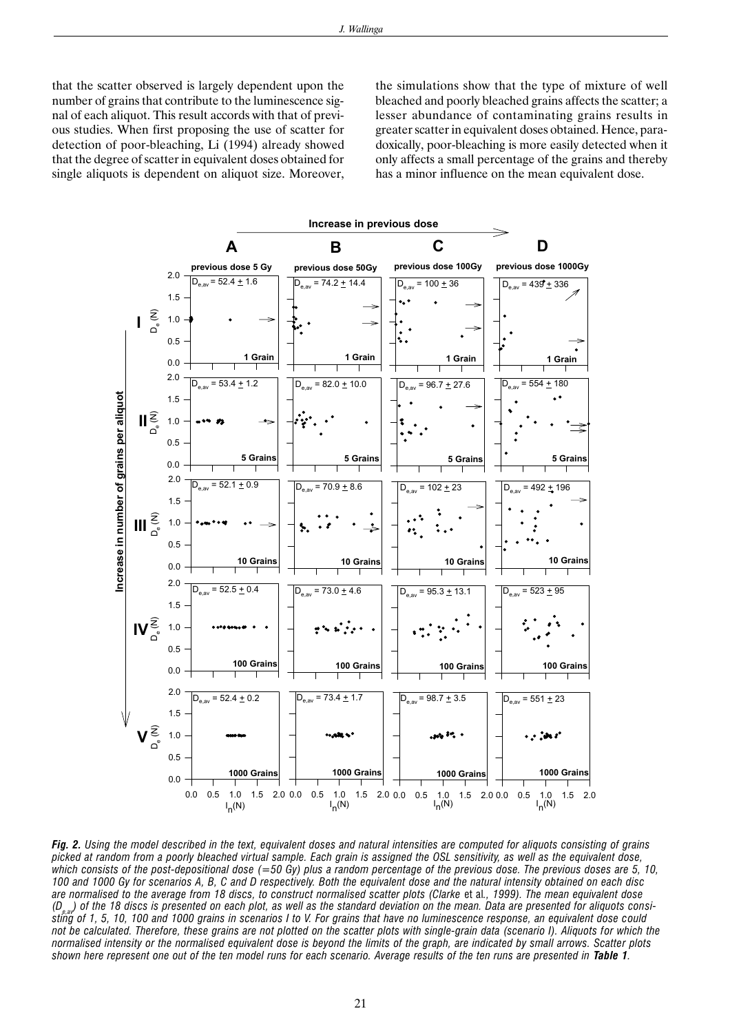that the scatter observed is largely dependent upon the number of grains that contribute to the luminescence signal of each aliquot. This result accords with that of previous studies. When first proposing the use of scatter for detection of poor-bleaching, Li (1994) already showed that the degree of scatter in equivalent doses obtained for single aliquots is dependent on aliquot size. Moreover, the simulations show that the type of mixture of well bleached and poorly bleached grains affects the scatter; a lesser abundance of contaminating grains results in greater scatter in equivalent doses obtained. Hence, paradoxically, poor-bleaching is more easily detected when it only affects a small percentage of the grains and thereby has a minor influence on the mean equivalent dose.

***Fig. 2.*** *Using the model described in the text, equivalent doses and natural intensities are computed for aliquots consisting of grains picked at random from a poorly bleached virtual sample. Each grain is assigned the OSL sensitivity, as well as the equivalent dose, which consists of the post-depositional dose (=50 Gy) plus a random percentage of the previous dose. The previous doses are 5, 10, 100 and 1000 Gy for scenarios A, B, C and D respectively. Both the equivalent dose and the natural intensity obtained on each disc are normalised to the average from 18 discs, to construct normalised scatter plots (Clarke* et al.*, 1999). The mean equivalent dose ($D_{e,av}$) of the 18 discs is presented on each plot, as well as the standard deviation on the mean. Data are presented for aliquots consisting of 1, 5, 10, 100 and 1000 grains in scenarios I to V. For grains that have no luminescence response, an equivalent dose could not be calculated. Therefore, these grains are not plotted on the scatter plots with single-grain data (scenario I). Aliquots for which the normalised intensity or the normalised equivalent dose is beyond the limits of the graph, are indicated by small arrows. Scatter plots shown here represent one out of the ten model runs for each scenario. Average results of the ten runs are presented in **Table 1**.*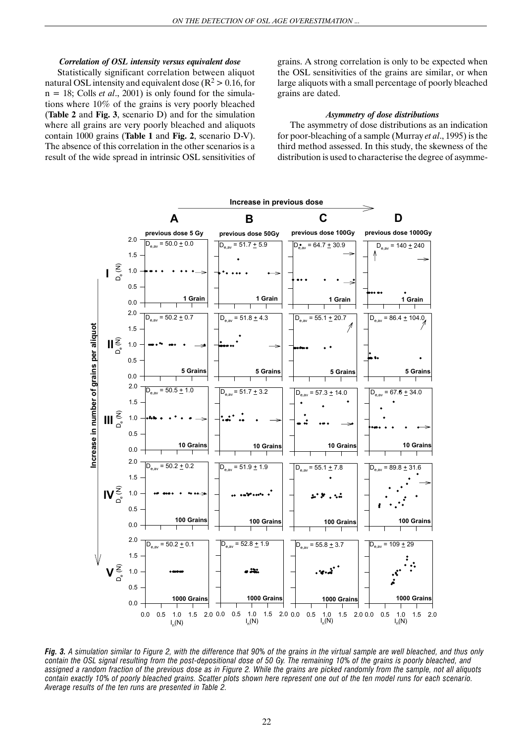#### *Correlation of OSL intensity versus equivalent dose*

Statistically significant correlation between aliquot natural OSL intensity and equivalent dose ($R^2 > 0.16$, for $n = 18$; Colls *et al*., 2001) is only found for the simulations where 10% of the grains is very poorly bleached (**Table 2** and **Fig. 3**, scenario D) and for the simulation where all grains are very poorly bleached and aliquots contain 1000 grains (**Table 1** and **Fig. 2**, scenario D-V). The absence of this correlation in the other scenarios is a result of the wide spread in intrinsic OSL sensitivities of grains. A strong correlation is only to be expected when the OSL sensitivities of the grains are similar, or when large aliquots with a small percentage of poorly bleached grains are dated.

#### *Asymmetry of dose distributions*

The asymmetry of dose distributions as an indication for poor-bleaching of a sample (Murray *et al*., 1995) is the third method assessed. In this study, the skewness of the distribution is used to characterise the degree of asymme-

***Fig. 3.*** *A simulation similar to Figure 2, with the difference that 90% of the grains in the virtual sample are well bleached, and thus only contain the OSL signal resulting from the post-depositional dose of 50 Gy. The remaining 10% of the grains is poorly bleached, and assigned a random fraction of the previous dose as in Figure 2. While the grains are picked randomly from the sample, not all aliquots contain exactly 10% of poorly bleached grains. Scatter plots shown here represent one out of the ten model runs for each scenario. Average results of the ten runs are presented in Table 2.*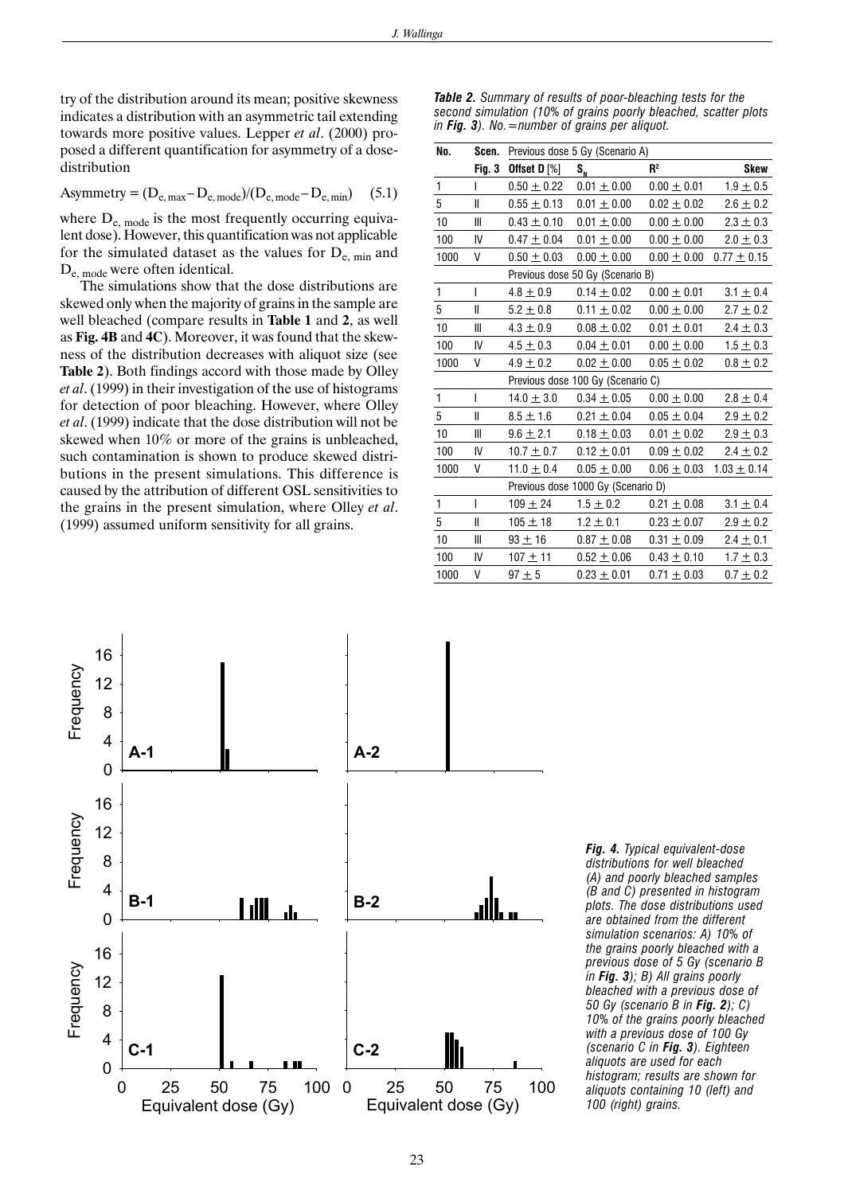try of the distribution around its mean; positive skewness indicates a distribution with an asymmetric tail extending towards more positive values. Lepper *et al*. (2000) proposed a different quantification for asymmetry of a dose-distribution

$$\text{Asymmetry} = (D_{e,\,max} - D_{e,\,mode})/(D_{e,\,mode} - D_{e,\,min}) \quad (5.1)$$

where $D_{e,\,mode}$ is the most frequently occurring equivalent dose). However, this quantification was not applicable for the simulated dataset as the values for $D_{e,\,min}$ and $D_{e,\,mode}$ were often identical.

The simulations show that the dose distributions are skewed only when the majority of grains in the sample are well bleached (compare results in **Table 1** and **2**, as well as **Fig. 4B** and **4C**). Moreover, it was found that the skewness of the distribution decreases with aliquot size (see **Table 2**). Both findings accord with those made by Olley *et al*. (1999) in their investigation of the use of histograms for detection of poor bleaching. However, where Olley *et al*. (1999) indicate that the dose distribution will not be skewed when 10% or more of the grains is unbleached, such contamination is shown to produce skewed distributions in the present simulations. This difference is caused by the attribution of different OSL sensitivities to the grains in the present simulation, where Olley *et al*. (1999) assumed uniform sensitivity for all grains.

***Table 2.*** *Summary of results of poor-bleaching tests for the second simulation (10% of grains poorly bleached, scatter plots in* ***Fig. 3****). No.=number of grains per aliquot.*

| No. | Scen. Fig. 3 | Offset D [%] | $S_N$ | $R^2$ | Skew |
|---|---|---|---|---|---|
| | | Previous dose 5 Gy (Scenario A) | | | |
| 1 | I | 0.50 ± 0.22 | 0.01 ± 0.00 | 0.00 ± 0.01 | 1.9 ± 0.5 |
| 5 | II | 0.55 ± 0.13 | 0.01 ± 0.00 | 0.02 ± 0.02 | 2.6 ± 0.2 |
| 10 | III | 0.43 ± 0.10 | 0.01 ± 0.00 | 0.00 ± 0.00 | 2.3 ± 0.3 |
| 100 | IV | 0.47 ± 0.04 | 0.01 ± 0.00 | 0.00 ± 0.00 | 2.0 ± 0.3 |
| 1000 | V | 0.50 ± 0.03 | 0.00 ± 0.00 | 0.00 ± 0.00 | 0.77 ± 0.15 |
| | | Previous dose 50 Gy (Scenario B) | | | |
| 1 | I | 4.8 ± 0.9 | 0.14 ± 0.02 | 0.00 ± 0.01 | 3.1 ± 0.4 |
| 5 | II | 5.2 ± 0.8 | 0.11 ± 0.02 | 0.00 ± 0.00 | 2.7 ± 0.2 |
| 10 | III | 4.3 ± 0.9 | 0.08 ± 0.02 | 0.01 ± 0.01 | 2.4 ± 0.3 |
| 100 | IV | 4.5 ± 0.3 | 0.04 ± 0.01 | 0.00 ± 0.00 | 1.5 ± 0.3 |
| 1000 | V | 4.9 ± 0.2 | 0.02 ± 0.00 | 0.05 ± 0.02 | 0.8 ± 0.2 |
| | | Previous dose 100 Gy (Scenario C) | | | |
| 1 | I | 14.0 ± 3.0 | 0.34 ± 0.05 | 0.00 ± 0.00 | 2.8 ± 0.4 |
| 5 | II | 8.5 ± 1.6 | 0.21 ± 0.04 | 0.05 ± 0.04 | 2.9 ± 0.2 |
| 10 | III | 9.6 ± 2.1 | 0.18 ± 0.03 | 0.01 ± 0.02 | 2.9 ± 0.3 |
| 100 | IV | 10.7 ± 0.7 | 0.12 ± 0.01 | 0.09 ± 0.02 | 2.4 ± 0.2 |
| 1000 | V | 11.0 ± 0.4 | 0.05 ± 0.00 | 0.06 ± 0.03 | 1.03 ± 0.14 |
| | | Previous dose 1000 Gy (Scenario D) | | | |
| 1 | I | 109 ± 24 | 1.5 ± 0.2 | 0.21 ± 0.08 | 3.1 ± 0.4 |
| 5 | II | 105 ± 18 | 1.2 ± 0.1 | 0.23 ± 0.07 | 2.9 ± 0.2 |
| 10 | III | 93 ± 16 | 0.87 ± 0.08 | 0.31 ± 0.09 | 2.4 ± 0.1 |
| 100 | IV | 107 ± 11 | 0.52 ± 0.06 | 0.43 ± 0.10 | 1.7 ± 0.3 |
| 1000 | V | 97 ± 5 | 0.23 ± 0.01 | 0.71 ± 0.03 | 0.7 ± 0.2 |

***Fig. 4.*** *Typical equivalent-dose distributions for well bleached (A) and poorly bleached samples (B and C) presented in histogram plots. The dose distributions used are obtained from the different simulation scenarios: A) 10% of the grains poorly bleached with a previous dose of 5 Gy (scenario B in* ***Fig. 3****); B) All grains poorly bleached with a previous dose of 50 Gy (scenario B in* ***Fig. 2****); C) 10% of the grains poorly bleached with a previous dose of 100 Gy (scenario C in* ***Fig. 3****). Eighteen aliquots are used for each histogram; results are shown for aliquots containing 10 (left) and 100 (right) grains.*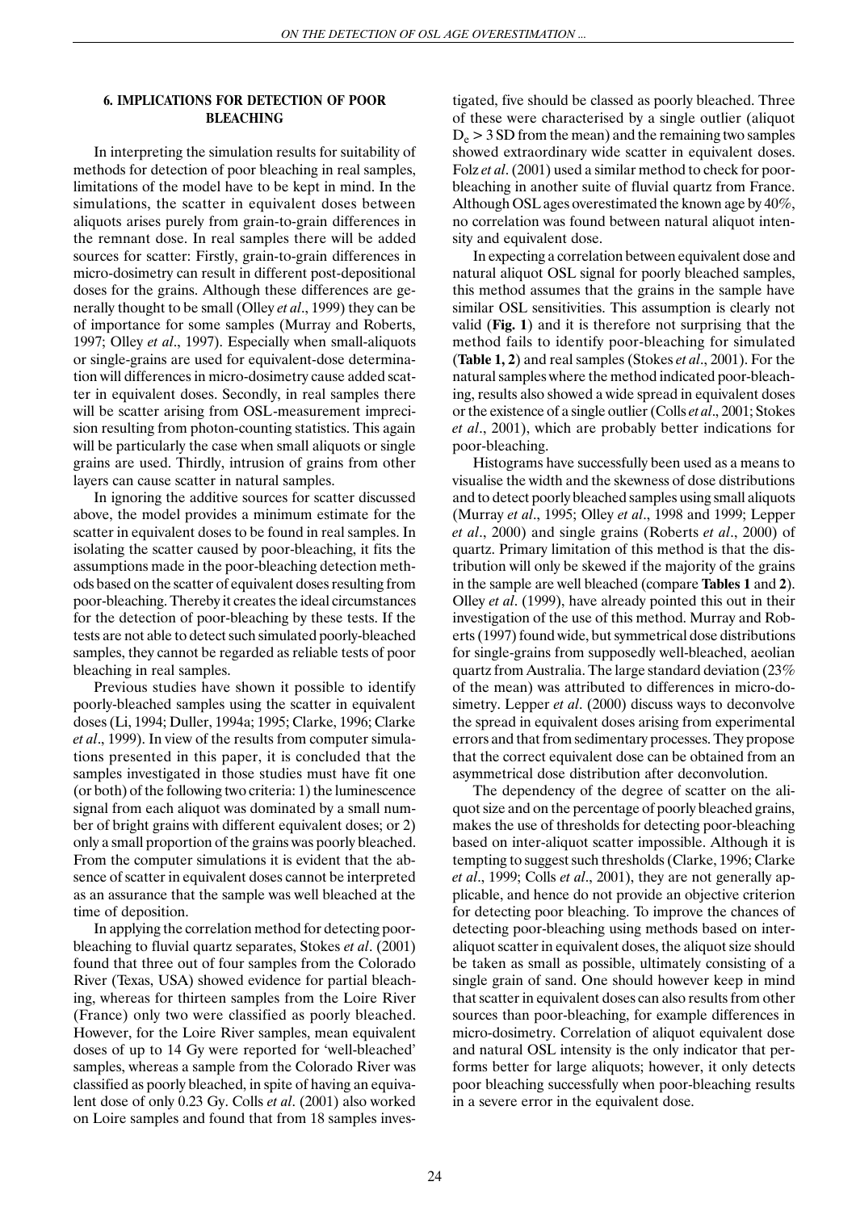### 6. IMPLICATIONS FOR DETECTION OF POOR BLEACHING

In interpreting the simulation results for suitability of methods for detection of poor bleaching in real samples, limitations of the model have to be kept in mind. In the simulations, the scatter in equivalent doses between aliquots arises purely from grain-to-grain differences in the remnant dose. In real samples there will be added sources for scatter: Firstly, grain-to-grain differences in micro-dosimetry can result in different post-depositional doses for the grains. Although these differences are generally thought to be small (Olley *et al*., 1999) they can be of importance for some samples (Murray and Roberts, 1997; Olley *et al*., 1997). Especially when small-aliquots or single-grains are used for equivalent-dose determination will differences in micro-dosimetry cause added scatter in equivalent doses. Secondly, in real samples there will be scatter arising from OSL-measurement imprecision resulting from photon-counting statistics. This again will be particularly the case when small aliquots or single grains are used. Thirdly, intrusion of grains from other layers can cause scatter in natural samples.

In ignoring the additive sources for scatter discussed above, the model provides a minimum estimate for the scatter in equivalent doses to be found in real samples. In isolating the scatter caused by poor-bleaching, it fits the assumptions made in the poor-bleaching detection methods based on the scatter of equivalent doses resulting from poor-bleaching. Thereby it creates the ideal circumstances for the detection of poor-bleaching by these tests. If the tests are not able to detect such simulated poorly-bleached samples, they cannot be regarded as reliable tests of poor bleaching in real samples.

Previous studies have shown it possible to identify poorly-bleached samples using the scatter in equivalent doses (Li, 1994; Duller, 1994a; 1995; Clarke, 1996; Clarke *et al*., 1999). In view of the results from computer simulations presented in this paper, it is concluded that the samples investigated in those studies must have fit one (or both) of the following two criteria: 1) the luminescence signal from each aliquot was dominated by a small number of bright grains with different equivalent doses; or 2) only a small proportion of the grains was poorly bleached. From the computer simulations it is evident that the absence of scatter in equivalent doses cannot be interpreted as an assurance that the sample was well bleached at the time of deposition.

In applying the correlation method for detecting poor-bleaching to fluvial quartz separates, Stokes *et al*. (2001) found that three out of four samples from the Colorado River (Texas, USA) showed evidence for partial bleaching, whereas for thirteen samples from the Loire River (France) only two were classified as poorly bleached. However, for the Loire River samples, mean equivalent doses of up to 14 Gy were reported for 'well-bleached' samples, whereas a sample from the Colorado River was classified as poorly bleached, in spite of having an equivalent dose of only 0.23 Gy. Colls *et al*. (2001) also worked on Loire samples and found that from 18 samples investigated, five should be classed as poorly bleached. Three of these were characterised by a single outlier (aliquot $D_e > 3$ SD from the mean) and the remaining two samples showed extraordinary wide scatter in equivalent doses. Folz *et al*. (2001) used a similar method to check for poor-bleaching in another suite of fluvial quartz from France. Although OSL ages overestimated the known age by 40%, no correlation was found between natural aliquot intensity and equivalent dose.

In expecting a correlation between equivalent dose and natural aliquot OSL signal for poorly bleached samples, this method assumes that the grains in the sample have similar OSL sensitivities. This assumption is clearly not valid (**Fig. 1**) and it is therefore not surprising that the method fails to identify poor-bleaching for simulated (**Table 1, 2**) and real samples (Stokes *et al*., 2001). For the natural samples where the method indicated poor-bleaching, results also showed a wide spread in equivalent doses or the existence of a single outlier (Colls *et al*., 2001; Stokes *et al*., 2001), which are probably better indications for poor-bleaching.

Histograms have successfully been used as a means to visualise the width and the skewness of dose distributions and to detect poorly bleached samples using small aliquots (Murray *et al*., 1995; Olley *et al*., 1998 and 1999; Lepper *et al*., 2000) and single grains (Roberts *et al*., 2000) of quartz. Primary limitation of this method is that the distribution will only be skewed if the majority of the grains in the sample are well bleached (compare **Tables 1** and **2**). Olley *et al*. (1999), have already pointed this out in their investigation of the use of this method. Murray and Roberts (1997) found wide, but symmetrical dose distributions for single-grains from supposedly well-bleached, aeolian quartz from Australia. The large standard deviation (23% of the mean) was attributed to differences in micro-dosimetry. Lepper *et al*. (2000) discuss ways to deconvolve the spread in equivalent doses arising from experimental errors and that from sedimentary processes. They propose that the correct equivalent dose can be obtained from an asymmetrical dose distribution after deconvolution.

The dependency of the degree of scatter on the aliquot size and on the percentage of poorly bleached grains, makes the use of thresholds for detecting poor-bleaching based on inter-aliquot scatter impossible. Although it is tempting to suggest such thresholds (Clarke, 1996; Clarke *et al*., 1999; Colls *et al*., 2001), they are not generally applicable, and hence do not provide an objective criterion for detecting poor bleaching. To improve the chances of detecting poor-bleaching using methods based on inter-aliquot scatter in equivalent doses, the aliquot size should be taken as small as possible, ultimately consisting of a single grain of sand. One should however keep in mind that scatter in equivalent doses can also results from other sources than poor-bleaching, for example differences in micro-dosimetry. Correlation of aliquot equivalent dose and natural OSL intensity is the only indicator that performs better for large aliquots; however, it only detects poor bleaching successfully when poor-bleaching results in a severe error in the equivalent dose.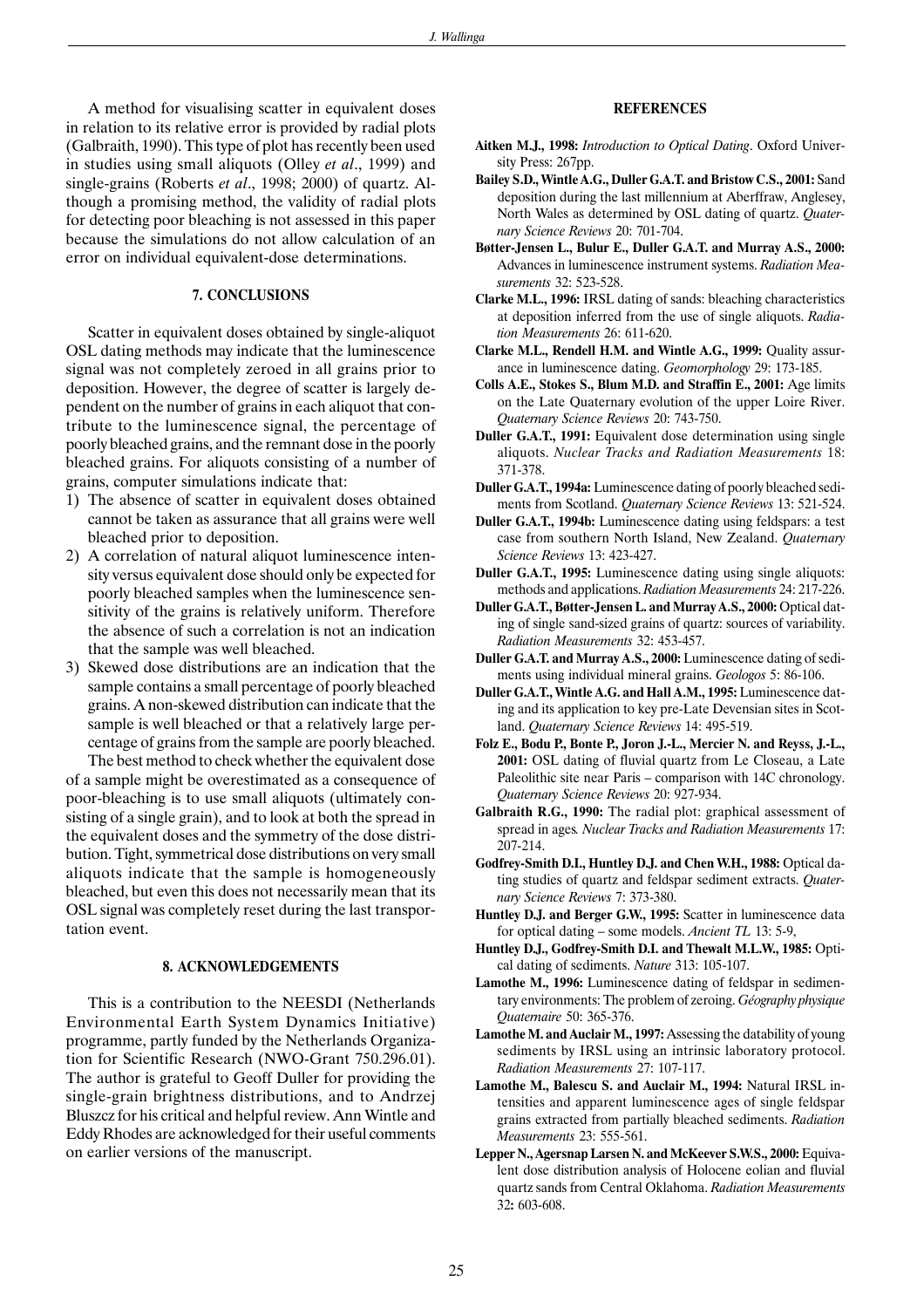A method for visualising scatter in equivalent doses in relation to its relative error is provided by radial plots (Galbraith, 1990). This type of plot has recently been used in studies using small aliquots (Olley *et al*., 1999) and single-grains (Roberts *et al*., 1998; 2000) of quartz. Although a promising method, the validity of radial plots for detecting poor bleaching is not assessed in this paper because the simulations do not allow calculation of an error on individual equivalent-dose determinations.

## 7. CONCLUSIONS

Scatter in equivalent doses obtained by single-aliquot OSL dating methods may indicate that the luminescence signal was not completely zeroed in all grains prior to deposition. However, the degree of scatter is largely dependent on the number of grains in each aliquot that contribute to the luminescence signal, the percentage of poorly bleached grains, and the remnant dose in the poorly bleached grains. For aliquots consisting of a number of grains, computer simulations indicate that:

1) The absence of scatter in equivalent doses obtained cannot be taken as assurance that all grains were well bleached prior to deposition.
2) A correlation of natural aliquot luminescence intensity versus equivalent dose should only be expected for poorly bleached samples when the luminescence sensitivity of the grains is relatively uniform. Therefore the absence of such a correlation is not an indication that the sample was well bleached.
3) Skewed dose distributions are an indication that the sample contains a small percentage of poorly bleached grains. A non-skewed distribution can indicate that the sample is well bleached or that a relatively large percentage of grains from the sample are poorly bleached.

The best method to check whether the equivalent dose of a sample might be overestimated as a consequence of poor-bleaching is to use small aliquots (ultimately consisting of a single grain), and to look at both the spread in the equivalent doses and the symmetry of the dose distribution. Tight, symmetrical dose distributions on very small aliquots indicate that the sample is homogeneously bleached, but even this does not necessarily mean that its OSL signal was completely reset during the last transportation event.

## 8. ACKNOWLEDGEMENTS

This is a contribution to the NEESDI (Netherlands Environmental Earth System Dynamics Initiative) programme, partly funded by the Netherlands Organization for Scientific Research (NWO-Grant 750.296.01). The author is grateful to Geoff Duller for providing the single-grain brightness distributions, and to Andrzej Bluszcz for his critical and helpful review. Ann Wintle and Eddy Rhodes are acknowledged for their useful comments on earlier versions of the manuscript.

## REFERENCES

**Aitken M.J., 1998:** *Introduction to Optical Dating*. Oxford University Press: 267pp.

**Bailey S.D., Wintle A.G., Duller G.A.T. and Bristow C.S., 2001:** Sand deposition during the last millennium at Aberffraw, Anglesey, North Wales as determined by OSL dating of quartz. *Quaternary Science Reviews* 20: 701-704.

**Bøtter-Jensen L., Bulur E., Duller G.A.T. and Murray A.S., 2000:** Advances in luminescence instrument systems. *Radiation Measurements* 32: 523-528.

**Clarke M.L., 1996:** IRSL dating of sands: bleaching characteristics at deposition inferred from the use of single aliquots. *Radiation Measurements* 26: 611-620.

**Clarke M.L., Rendell H.M. and Wintle A.G., 1999:** Quality assurance in luminescence dating. *Geomorphology* 29: 173-185.

**Colls A.E., Stokes S., Blum M.D. and Straffin E., 2001:** Age limits on the Late Quaternary evolution of the upper Loire River. *Quaternary Science Reviews* 20: 743-750.

**Duller G.A.T., 1991:** Equivalent dose determination using single aliquots. *Nuclear Tracks and Radiation Measurements* 18: 371-378.

**Duller G.A.T., 1994a:** Luminescence dating of poorly bleached sediments from Scotland. *Quaternary Science Reviews* 13: 521-524.

**Duller G.A.T., 1994b:** Luminescence dating using feldspars: a test case from southern North Island, New Zealand. *Quaternary Science Reviews* 13: 423-427.

**Duller G.A.T., 1995:** Luminescence dating using single aliquots: methods and applications. *Radiation Measurements* 24: 217-226.

**Duller G.A.T., Bøtter-Jensen L. and Murray A.S., 2000:** Optical dating of single sand-sized grains of quartz: sources of variability. *Radiation Measurements* 32: 453-457.

**Duller G.A.T. and Murray A.S., 2000:** Luminescence dating of sediments using individual mineral grains. *Geologos* 5: 86-106.

**Duller G.A.T., Wintle A.G. and Hall A.M., 1995:** Luminescence dating and its application to key pre-Late Devensian sites in Scotland. *Quaternary Science Reviews* 14: 495-519.

**Folz E., Bodu P., Bonte P., Joron J.-L., Mercier N. and Reyss, J.-L., 2001:** OSL dating of fluvial quartz from Le Closeau, a Late Paleolithic site near Paris – comparison with 14C chronology. *Quaternary Science Reviews* 20: 927-934.

**Galbraith R.G., 1990:** The radial plot: graphical assessment of spread in ages. *Nuclear Tracks and Radiation Measurements* 17: 207-214.

**Godfrey-Smith D.I., Huntley D.J. and Chen W.H., 1988:** Optical dating studies of quartz and feldspar sediment extracts. *Quaternary Science Reviews* 7: 373-380.

**Huntley D.J. and Berger G.W., 1995:** Scatter in luminescence data for optical dating – some models. *Ancient TL* 13: 5-9,

**Huntley D.J., Godfrey-Smith D.I. and Thewalt M.L.W., 1985:** Optical dating of sediments. *Nature* 313: 105-107.

**Lamothe M., 1996:** Luminescence dating of feldspar in sedimentary environments: The problem of zeroing. *Géography physique Quaternaire* 50: 365-376.

**Lamothe M. and Auclair M., 1997:** Assessing the datability of young sediments by IRSL using an intrinsic laboratory protocol. *Radiation Measurements* 27: 107-117.

**Lamothe M., Balescu S. and Auclair M., 1994:** Natural IRSL intensities and apparent luminescence ages of single feldspar grains extracted from partially bleached sediments. *Radiation Measurements* 23: 555-561.

**Lepper N., Agersnap Larsen N. and McKeever S.W.S., 2000:** Equivalent dose distribution analysis of Holocene eolian and fluvial quartz sands from Central Oklahoma. *Radiation Measurements* 32**:** 603-608.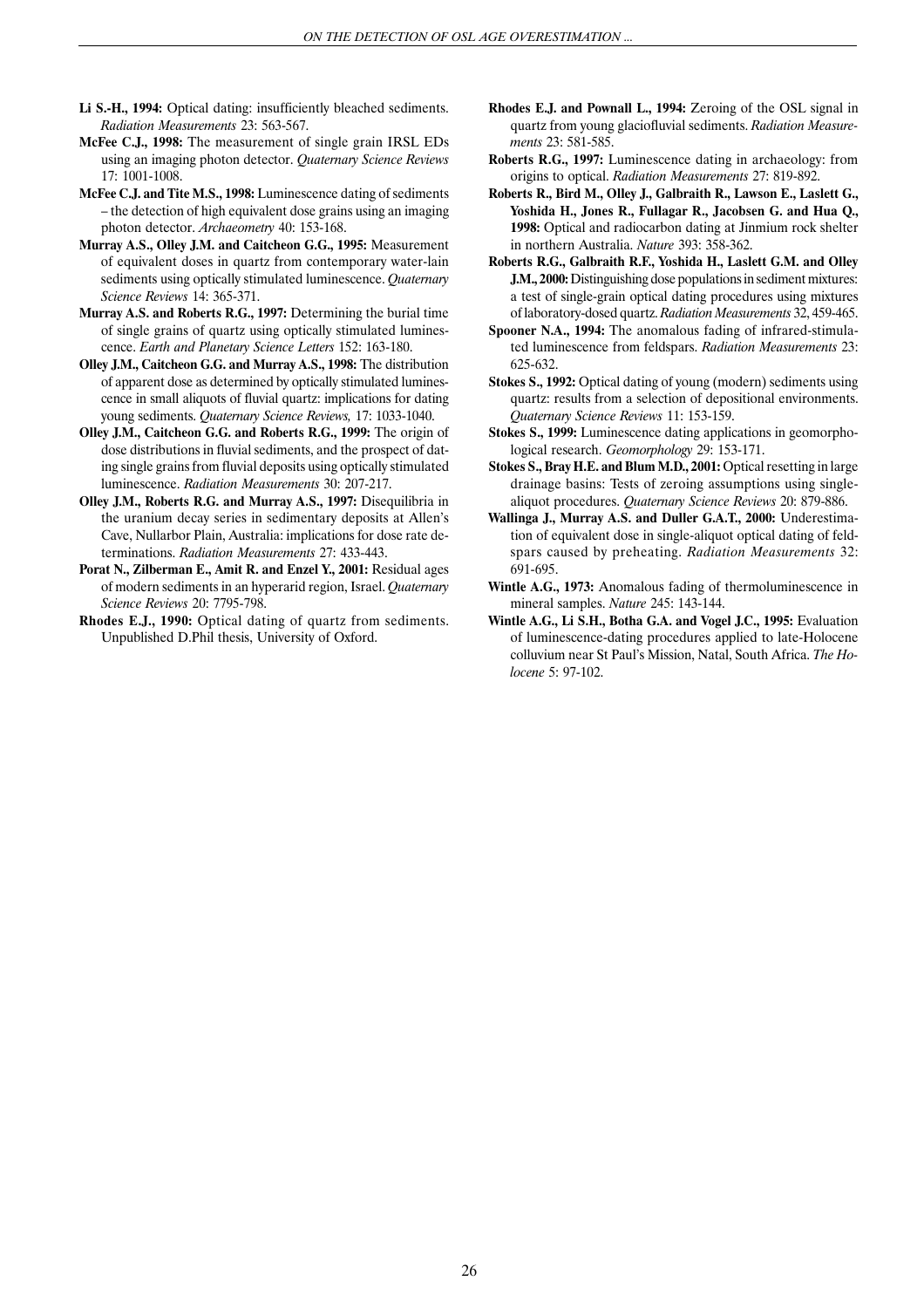**Li S.-H., 1994:** Optical dating: insufficiently bleached sediments. *Radiation Measurements* 23: 563-567.

**McFee C.J., 1998:** The measurement of single grain IRSL EDs using an imaging photon detector. *Quaternary Science Reviews* 17: 1001-1008.

**McFee C.J. and Tite M.S., 1998:** Luminescence dating of sediments – the detection of high equivalent dose grains using an imaging photon detector. *Archaeometry* 40: 153-168.

**Murray A.S., Olley J.M. and Caitcheon G.G., 1995:** Measurement of equivalent doses in quartz from contemporary water-lain sediments using optically stimulated luminescence. *Quaternary Science Reviews* 14: 365-371.

**Murray A.S. and Roberts R.G., 1997:** Determining the burial time of single grains of quartz using optically stimulated luminescence. *Earth and Planetary Science Letters* 152: 163-180.

**Olley J.M., Caitcheon G.G. and Murray A.S., 1998:** The distribution of apparent dose as determined by optically stimulated luminescence in small aliquots of fluvial quartz: implications for dating young sediments. *Quaternary Science Reviews,* 17: 1033-1040.

**Olley J.M., Caitcheon G.G. and Roberts R.G., 1999:** The origin of dose distributions in fluvial sediments, and the prospect of dating single grains from fluvial deposits using optically stimulated luminescence. *Radiation Measurements* 30: 207-217.

**Olley J.M., Roberts R.G. and Murray A.S., 1997:** Disequilibria in the uranium decay series in sedimentary deposits at Allen's Cave, Nullarbor Plain, Australia: implications for dose rate determinations. *Radiation Measurements* 27: 433-443.

**Porat N., Zilberman E., Amit R. and Enzel Y., 2001:** Residual ages of modern sediments in an hyperarid region, Israel. *Quaternary Science Reviews* 20: 7795-798.

**Rhodes E.J., 1990:** Optical dating of quartz from sediments. Unpublished D.Phil thesis, University of Oxford.

**Rhodes E.J. and Pownall L., 1994:** Zeroing of the OSL signal in quartz from young glaciofluvial sediments. *Radiation Measurements* 23: 581-585.

**Roberts R.G., 1997:** Luminescence dating in archaeology: from origins to optical. *Radiation Measurements* 27: 819-892.

**Roberts R., Bird M., Olley J., Galbraith R., Lawson E., Laslett G., Yoshida H., Jones R., Fullagar R., Jacobsen G. and Hua Q., 1998:** Optical and radiocarbon dating at Jinmium rock shelter in northern Australia. *Nature* 393: 358-362.

**Roberts R.G., Galbraith R.F., Yoshida H., Laslett G.M. and Olley J.M., 2000:** Distinguishing dose populations in sediment mixtures: a test of single-grain optical dating procedures using mixtures of laboratory-dosed quartz. *Radiation Measurements* 32, 459-465.

**Spooner N.A., 1994:** The anomalous fading of infrared-stimulated luminescence from feldspars. *Radiation Measurements* 23: 625-632.

**Stokes S., 1992:** Optical dating of young (modern) sediments using quartz: results from a selection of depositional environments. *Quaternary Science Reviews* 11: 153-159.

**Stokes S., 1999:** Luminescence dating applications in geomorphological research. *Geomorphology* 29: 153-171.

**Stokes S., Bray H.E. and Blum M.D., 2001:** Optical resetting in large drainage basins: Tests of zeroing assumptions using single-aliquot procedures. *Quaternary Science Reviews* 20: 879-886.

**Wallinga J., Murray A.S. and Duller G.A.T., 2000:** Underestimation of equivalent dose in single-aliquot optical dating of feldspars caused by preheating. *Radiation Measurements* 32: 691-695.

**Wintle A.G., 1973:** Anomalous fading of thermoluminescence in mineral samples. *Nature* 245: 143-144.

**Wintle A.G., Li S.H., Botha G.A. and Vogel J.C., 1995:** Evaluation of luminescence-dating procedures applied to late-Holocene colluvium near St Paul's Mission, Natal, South Africa. *The Holocene* 5: 97-102.